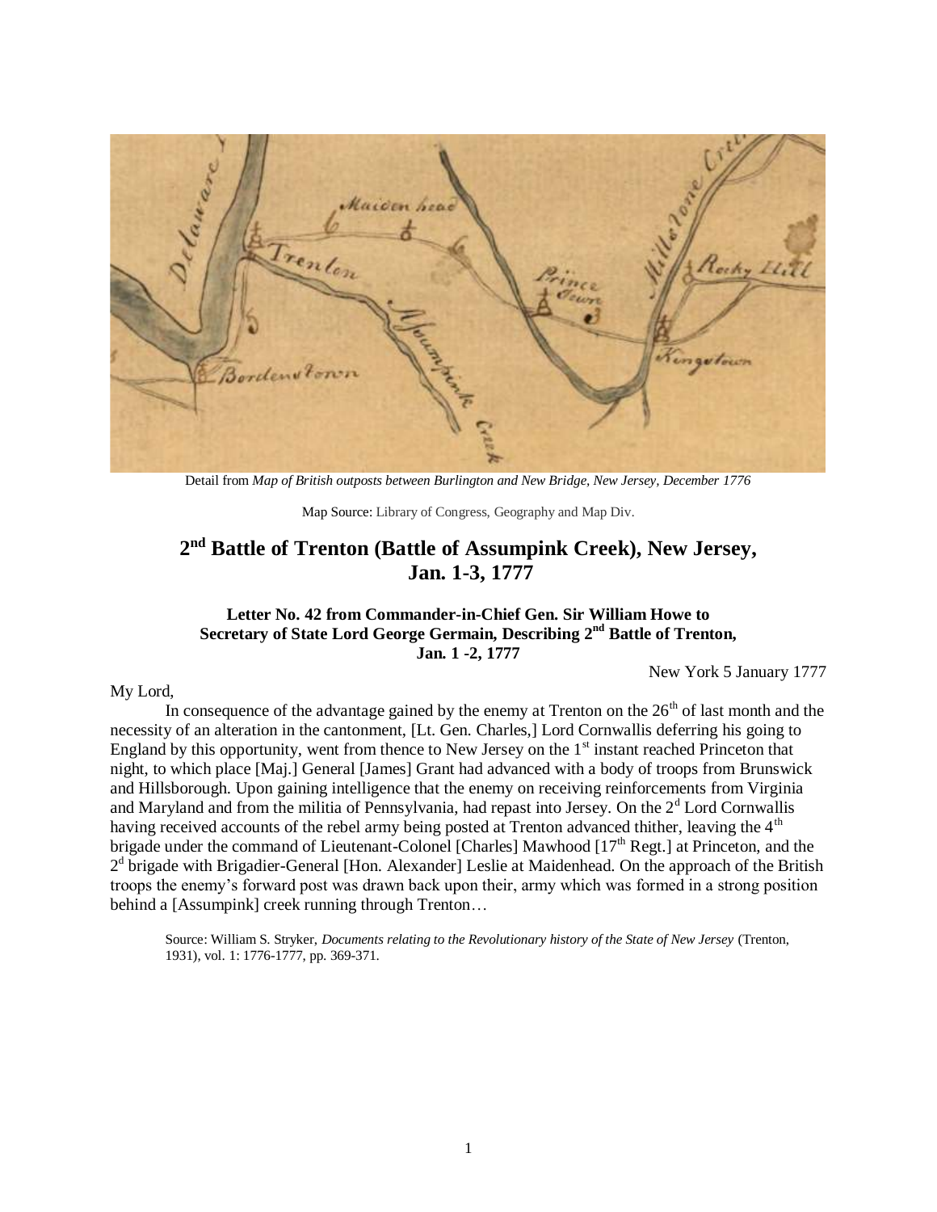Detail from *Map of British outposts between Burlington and New Bridge, New Jersey, December 1776*

Map Source: Library of Congress, Geography and Map Div.

# 2nd Battle of Trenton (Battle of Assumpink Creek), New Jersey, Jan. 1-3, 1777

### Letter No. 42 from Commander-in-Chief Gen. Sir William Howe to Secretary of State Lord George Germain, Describing 2nd Battle of Trenton, Jan. 1 -2, 1777

New York 5 January 1777

My Lord,

In consequence of the advantage gained by the enemy at Trenton on the 26th of last month and the necessity of an alteration in the cantonment, [Lt. Gen. Charles,] Lord Cornwallis deferring his going to England by this opportunity, went from thence to New Jersey on the 1st instant reached Princeton that night, to which place [Maj.] General [James] Grant had advanced with a body of troops from Brunswick and Hillsborough. Upon gaining intelligence that the enemy on receiving reinforcements from Virginia and Maryland and from the militia of Pennsylvania, had repast into Jersey. On the 2d Lord Cornwallis having received accounts of the rebel army being posted at Trenton advanced thither, leaving the 4th brigade under the command of Lieutenant-Colonel [Charles] Mawhood [17th Regt.] at Princeton, and the 2d brigade with Brigadier-General [Hon. Alexander] Leslie at Maidenhead. On the approach of the British troops the enemy's forward post was drawn back upon their, army which was formed in a strong position behind a [Assumpink] creek running through Trenton…

Source: William S. Stryker, *Documents relating to the Revolutionary history of the State of New Jersey* (Trenton, 1931), vol. 1: 1776-1777, pp. 369-371.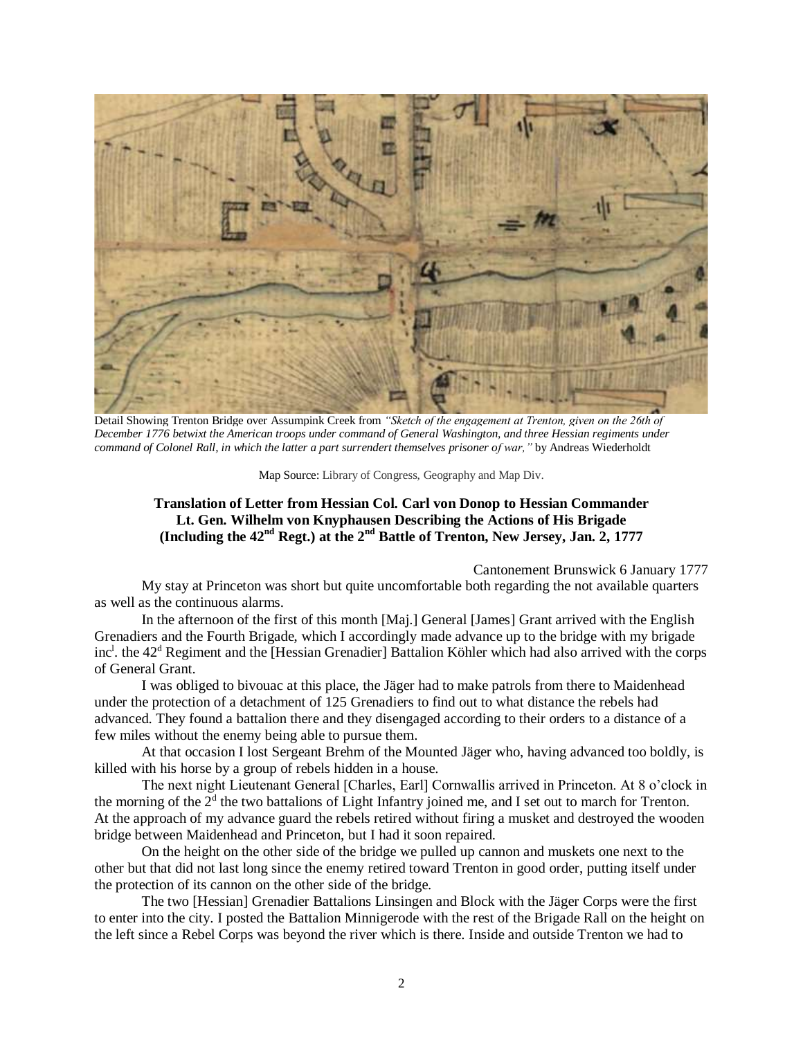Detail Showing Trenton Bridge over Assumpink Creek from *"Sketch of the engagement at Trenton, given on the 26th of December 1776 betwixt the American troops under command of General Washington, and three Hessian regiments under command of Colonel Rall, in which the latter a part surrendert themselves prisoner of war,"* by Andreas Wiederholdt

Map Source: Library of Congress, Geography and Map Div.

### Translation of Letter from Hessian Col. Carl von Donop to Hessian Commander Lt. Gen. Wilhelm von Knyphausen Describing the Actions of His Brigade (Including the 42nd Regt.) at the 2nd Battle of Trenton, New Jersey, Jan. 2, 1777

Cantonement Brunswick 6 January 1777

My stay at Princeton was short but quite uncomfortable both regarding the not available quarters as well as the continuous alarms.

In the afternoon of the first of this month [Maj.] General [James] Grant arrived with the English Grenadiers and the Fourth Brigade, which I accordingly made advance up to the bridge with my brigade incl. the 42d Regiment and the [Hessian Grenadier] Battalion Köhler which had also arrived with the corps of General Grant.

I was obliged to bivouac at this place, the Jäger had to make patrols from there to Maidenhead under the protection of a detachment of 125 Grenadiers to find out to what distance the rebels had advanced. They found a battalion there and they disengaged according to their orders to a distance of a few miles without the enemy being able to pursue them.

At that occasion I lost Sergeant Brehm of the Mounted Jäger who, having advanced too boldly, is killed with his horse by a group of rebels hidden in a house.

The next night Lieutenant General [Charles, Earl] Cornwallis arrived in Princeton. At 8 o'clock in the morning of the 2d the two battalions of Light Infantry joined me, and I set out to march for Trenton. At the approach of my advance guard the rebels retired without firing a musket and destroyed the wooden bridge between Maidenhead and Princeton, but I had it soon repaired.

On the height on the other side of the bridge we pulled up cannon and muskets one next to the other but that did not last long since the enemy retired toward Trenton in good order, putting itself under the protection of its cannon on the other side of the bridge.

The two [Hessian] Grenadier Battalions Linsingen and Block with the Jäger Corps were the first to enter into the city. I posted the Battalion Minnigerode with the rest of the Brigade Rall on the height on the left since a Rebel Corps was beyond the river which is there. Inside and outside Trenton we had to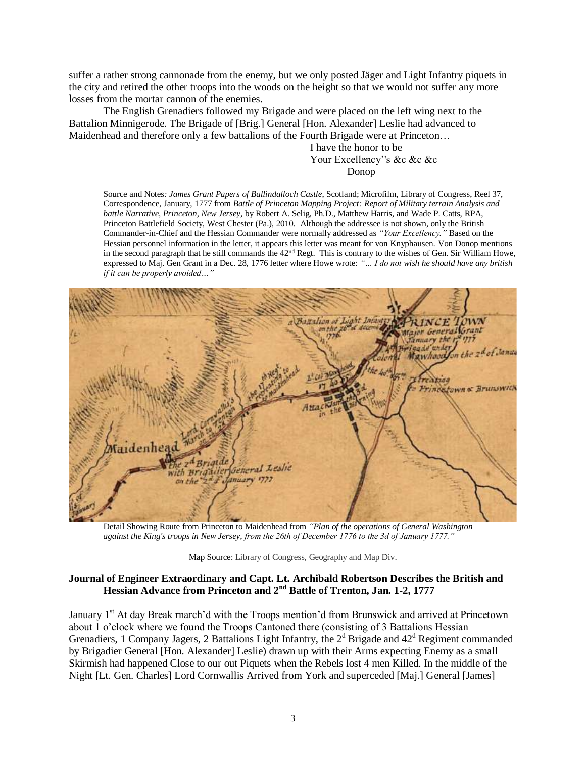suffer a rather strong cannonade from the enemy, but we only posted Jäger and Light Infantry piquets in the city and retired the other troops into the woods on the height so that we would not suffer any more losses from the mortar cannon of the enemies.

The English Grenadiers followed my Brigade and were placed on the left wing next to the Battalion Minnigerode. The Brigade of [Brig.] General [Hon. Alexander] Leslie had advanced to Maidenhead and therefore only a few battalions of the Fourth Brigade were at Princeton…

I have the honor to be
Your Excellency''s &c &c &c
Donop

Source and Notes*: James Grant Papers of Ballindalloch Castle,* Scotland; Microfilm, Library of Congress, Reel 37, Correspondence, January, 1777 from *Battle of Princeton Mapping Project: Report of Military terrain Analysis and battle Narrative, Princeton, New Jersey,* by Robert A. Selig, Ph.D., Matthew Harris, and Wade P. Catts, RPA, Princeton Battlefield Society, West Chester (Pa.), 2010. Although the addressee is not shown, only the British Commander-in-Chief and the Hessian Commander were normally addressed as *"Your Excellency."* Based on the Hessian personnel information in the letter, it appears this letter was meant for von Knyphausen. Von Donop mentions in the second paragraph that he still commands the 42nd Regt. This is contrary to the wishes of Gen. Sir William Howe, expressed to Maj. Gen Grant in a Dec. 28, 1776 letter where Howe wrote: *"… I do not wish he should have any british if it can be properly avoided…"*

Detail Showing Route from Princeton to Maidenhead from *"Plan of the operations of General Washington against the King's troops in New Jersey, from the 26th of December 1776 to the 3d of January 1777."*

Map Source: Library of Congress, Geography and Map Div.

**Journal of Engineer Extraordinary and Capt. Lt. Archibald Robertson Describes the British and Hessian Advance from Princeton and 2nd Battle of Trenton, Jan. 1-2, 1777**

January 1st At day Break rnarch'd with the Troops mention'd from Brunswick and arrived at Princetown about 1 o'clock where we found the Troops Cantoned there (consisting of 3 Battalions Hessian Grenadiers, 1 Company Jagers, 2 Battalions Light Infantry, the 2d Brigade and 42d Regiment commanded by Brigadier General [Hon. Alexander] Leslie) drawn up with their Arms expecting Enemy as a small Skirmish had happened Close to our out Piquets when the Rebels lost 4 men Killed. In the middle of the Night [Lt. Gen. Charles] Lord Cornwallis Arrived from York and superceded [Maj.] General [James]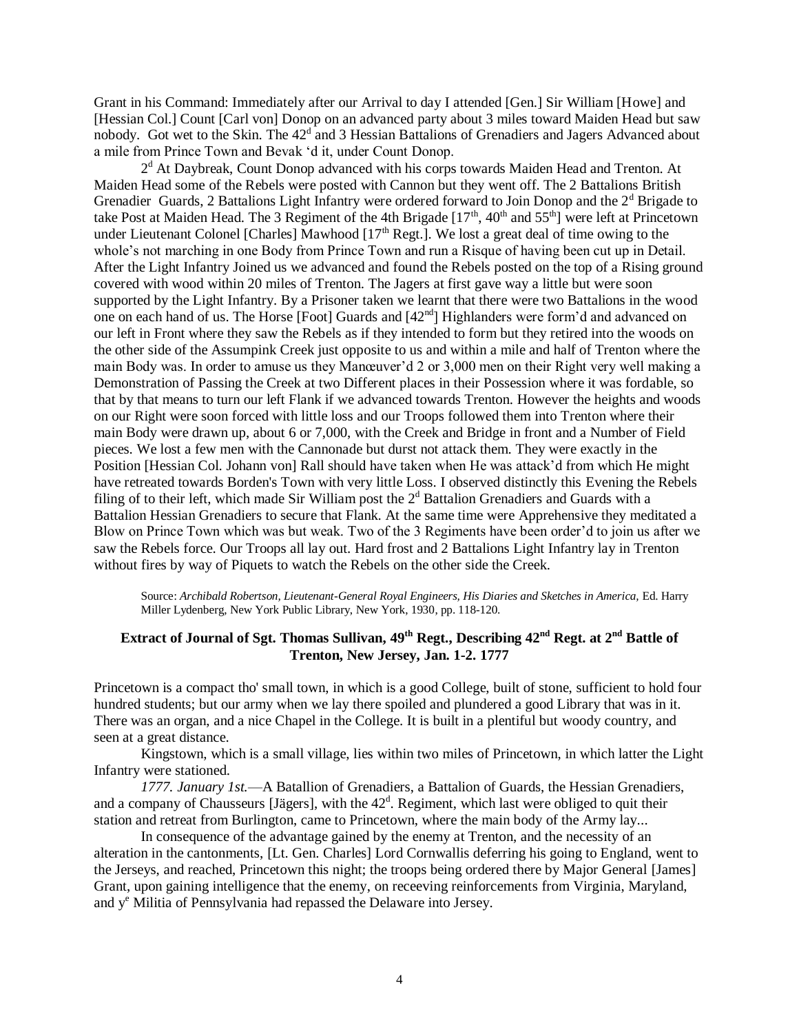Grant in his Command: Immediately after our Arrival to day I attended [Gen.] Sir William [Howe] and [Hessian Col.] Count [Carl von] Donop on an advanced party about 3 miles toward Maiden Head but saw nobody. Got wet to the Skin. The 42[d] and 3 Hessian Battalions of Grenadiers and Jagers Advanced about a mile from Prince Town and Bevak 'd it, under Count Donop.

2[d] At Daybreak, Count Donop advanced with his corps towards Maiden Head and Trenton. At Maiden Head some of the Rebels were posted with Cannon but they went off. The 2 Battalions British Grenadier Guards, 2 Battalions Light Infantry were ordered forward to Join Donop and the 2[d] Brigade to take Post at Maiden Head. The 3 Regiment of the 4th Brigade [17[th], 40[th] and 55[th]] were left at Princetown under Lieutenant Colonel [Charles] Mawhood [17[th] Regt.]. We lost a great deal of time owing to the whole's not marching in one Body from Prince Town and run a Risque of having been cut up in Detail. After the Light Infantry Joined us we advanced and found the Rebels posted on the top of a Rising ground covered with wood within 20 miles of Trenton. The Jagers at first gave way a little but were soon supported by the Light Infantry. By a Prisoner taken we learnt that there were two Battalions in the wood one on each hand of us. The Horse [Foot] Guards and [42[nd]] Highlanders were form'd and advanced on our left in Front where they saw the Rebels as if they intended to form but they retired into the woods on the other side of the Assumpink Creek just opposite to us and within a mile and half of Trenton where the main Body was. In order to amuse us they Manœuver'd 2 or 3,000 men on their Right very well making a Demonstration of Passing the Creek at two Different places in their Possession where it was fordable, so that by that means to turn our left Flank if we advanced towards Trenton. However the heights and woods on our Right were soon forced with little loss and our Troops followed them into Trenton where their main Body were drawn up, about 6 or 7,000, with the Creek and Bridge in front and a Number of Field pieces. We lost a few men with the Cannonade but durst not attack them. They were exactly in the Position [Hessian Col. Johann von] Rall should have taken when He was attack'd from which He might have retreated towards Borden's Town with very little Loss. I observed distinctly this Evening the Rebels filing of to their left, which made Sir William post the 2[d] Battalion Grenadiers and Guards with a Battalion Hessian Grenadiers to secure that Flank. At the same time were Apprehensive they meditated a Blow on Prince Town which was but weak. Two of the 3 Regiments have been order'd to join us after we saw the Rebels force. Our Troops all lay out. Hard frost and 2 Battalions Light Infantry lay in Trenton without fires by way of Piquets to watch the Rebels on the other side the Creek.

Source: *Archibald Robertson, Lieutenant-General Royal Engineers, His Diaries and Sketches in America,* Ed. Harry Miller Lydenberg, New York Public Library, New York, 1930, pp. 118-120.

### Extract of Journal of Sgt. Thomas Sullivan, 49[th] Regt., Describing 42[nd] Regt. at 2[nd] Battle of Trenton, New Jersey, Jan. 1-2. 1777

Princetown is a compact tho' small town, in which is a good College, built of stone, sufficient to hold four hundred students; but our army when we lay there spoiled and plundered a good Library that was in it. There was an organ, and a nice Chapel in the College. It is built in a plentiful but woody country, and seen at a great distance.

Kingstown, which is a small village, lies within two miles of Princetown, in which latter the Light Infantry were stationed.

*1777. January 1st.*—A Batallion of Grenadiers, a Battalion of Guards, the Hessian Grenadiers, and a company of Chausseurs [Jägers], with the 42[d]. Regiment, which last were obliged to quit their station and retreat from Burlington, came to Princetown, where the main body of the Army lay...

In consequence of the advantage gained by the enemy at Trenton, and the necessity of an alteration in the cantonments, [Lt. Gen. Charles] Lord Cornwallis deferring his going to England, went to the Jerseys, and reached, Princetown this night; the troops being ordered there by Major General [James] Grant, upon gaining intelligence that the enemy, on receeving reinforcements from Virginia, Maryland, and y[e] Militia of Pennsylvania had repassed the Delaware into Jersey.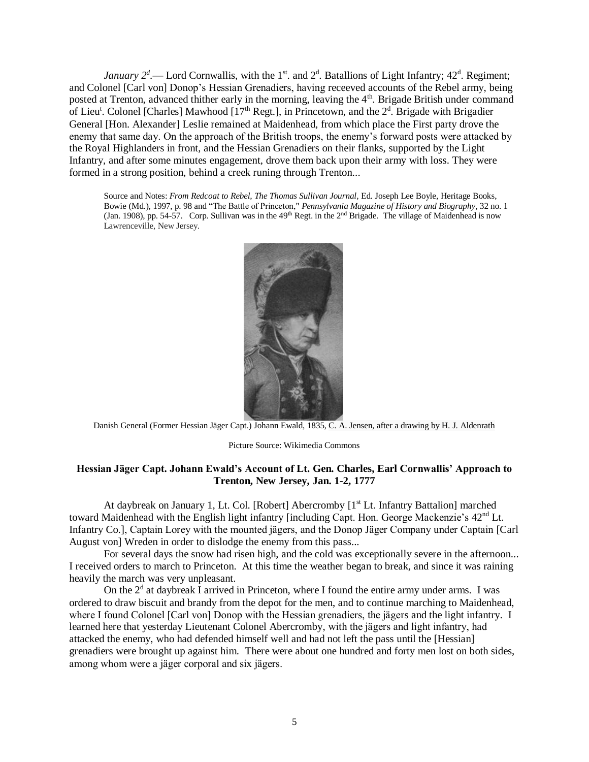*January 2d*.— Lord Cornwallis, with the 1st. and 2d. Batallions of Light Infantry; 42d. Regiment; and Colonel [Carl von] Donop's Hessian Grenadiers, having receeved accounts of the Rebel army, being posted at Trenton, advanced thither early in the morning, leaving the 4th. Brigade British under command of Lieut. Colonel [Charles] Mawhood [17th Regt.], in Princetown, and the 2d. Brigade with Brigadier General [Hon. Alexander] Leslie remained at Maidenhead, from which place the First party drove the enemy that same day. On the approach of the British troops, the enemy's forward posts were attacked by the Royal Highlanders in front, and the Hessian Grenadiers on their flanks, supported by the Light Infantry, and after some minutes engagement, drove them back upon their army with loss. They were formed in a strong position, behind a creek runing through Trenton...

Source and Notes: *From Redcoat to Rebel, The Thomas Sullivan Journal*, Ed. Joseph Lee Boyle, Heritage Books, Bowie (Md.), 1997, p. 98 and "The Battle of Princeton," *Pennsylvania Magazine of History and Biography*, 32 no. 1 (Jan. 1908), pp. 54-57. Corp. Sullivan was in the 49th Regt. in the 2nd Brigade. The village of Maidenhead is now Lawrenceville, New Jersey.

Danish General (Former Hessian Jäger Capt.) Johann Ewald, 1835, C. A. Jensen, after a drawing by H. J. Aldenrath

Picture Source: Wikimedia Commons

### Hessian Jäger Capt. Johann Ewald's Account of Lt. Gen. Charles, Earl Cornwallis' Approach to Trenton, New Jersey, Jan. 1-2, 1777

At daybreak on January 1, Lt. Col. [Robert] Abercromby [1st Lt. Infantry Battalion] marched toward Maidenhead with the English light infantry [including Capt. Hon. George Mackenzie's 42nd Lt. Infantry Co.], Captain Lorey with the mounted jägers, and the Donop Jäger Company under Captain [Carl August von] Wreden in order to dislodge the enemy from this pass...

For several days the snow had risen high, and the cold was exceptionally severe in the afternoon... I received orders to march to Princeton. At this time the weather began to break, and since it was raining heavily the march was very unpleasant.

On the 2d at daybreak I arrived in Princeton, where I found the entire army under arms. I was ordered to draw biscuit and brandy from the depot for the men, and to continue marching to Maidenhead, where I found Colonel [Carl von] Donop with the Hessian grenadiers, the jägers and the light infantry. I learned here that yesterday Lieutenant Colonel Abercromby, with the jägers and light infantry, had attacked the enemy, who had defended himself well and had not left the pass until the [Hessian] grenadiers were brought up against him. There were about one hundred and forty men lost on both sides, among whom were a jäger corporal and six jägers.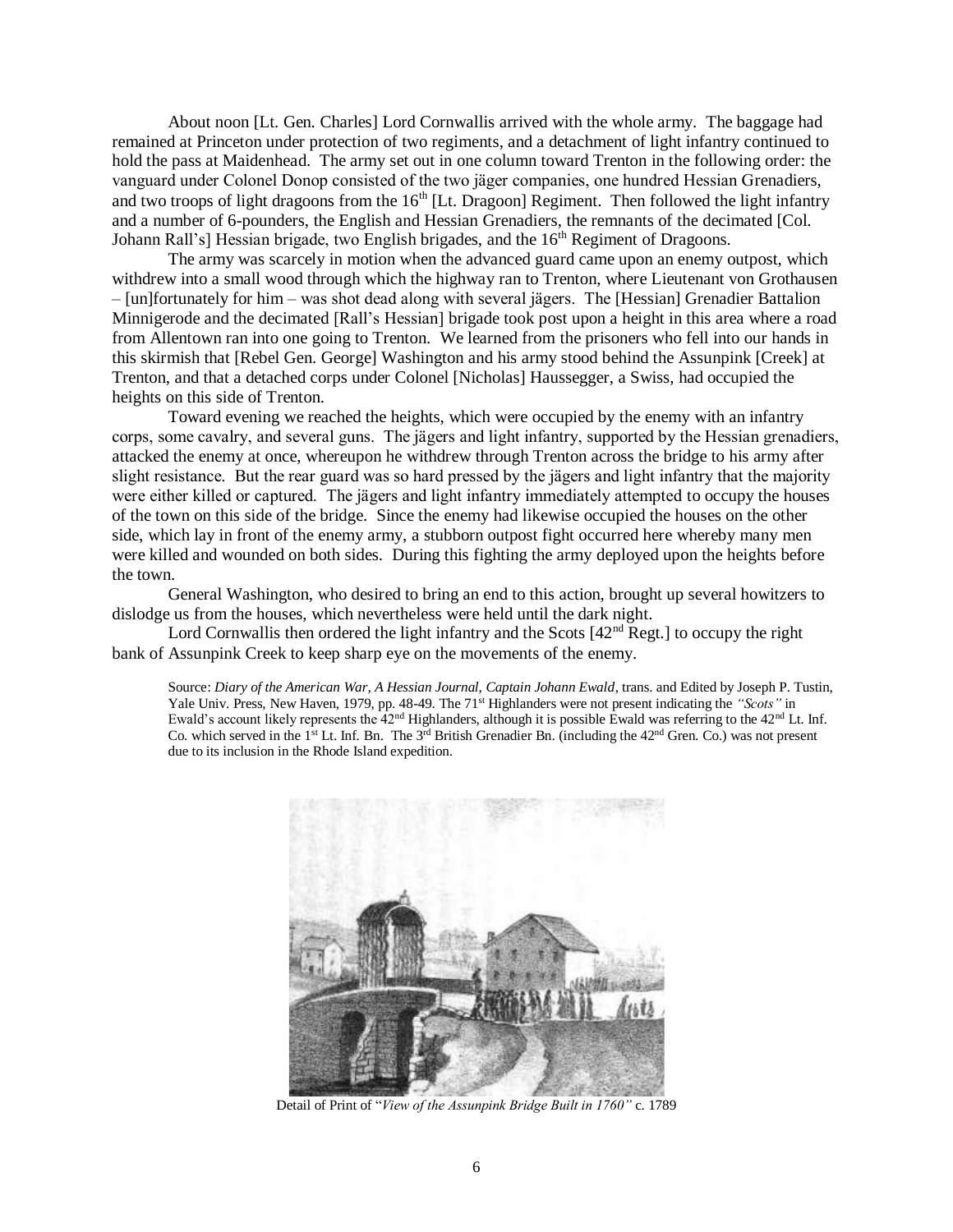About noon [Lt. Gen. Charles] Lord Cornwallis arrived with the whole army. The baggage had remained at Princeton under protection of two regiments, and a detachment of light infantry continued to hold the pass at Maidenhead. The army set out in one column toward Trenton in the following order: the vanguard under Colonel Donop consisted of the two jäger companies, one hundred Hessian Grenadiers, and two troops of light dragoons from the 16th [Lt. Dragoon] Regiment. Then followed the light infantry and a number of 6-pounders, the English and Hessian Grenadiers, the remnants of the decimated [Col. Johann Rall's] Hessian brigade, two English brigades, and the 16th Regiment of Dragoons.

The army was scarcely in motion when the advanced guard came upon an enemy outpost, which withdrew into a small wood through which the highway ran to Trenton, where Lieutenant von Grothausen – [un]fortunately for him – was shot dead along with several jägers. The [Hessian] Grenadier Battalion Minnigerode and the decimated [Rall's Hessian] brigade took post upon a height in this area where a road from Allentown ran into one going to Trenton. We learned from the prisoners who fell into our hands in this skirmish that [Rebel Gen. George] Washington and his army stood behind the Assunpink [Creek] at Trenton, and that a detached corps under Colonel [Nicholas] Haussegger, a Swiss, had occupied the heights on this side of Trenton.

Toward evening we reached the heights, which were occupied by the enemy with an infantry corps, some cavalry, and several guns. The jägers and light infantry, supported by the Hessian grenadiers, attacked the enemy at once, whereupon he withdrew through Trenton across the bridge to his army after slight resistance. But the rear guard was so hard pressed by the jägers and light infantry that the majority were either killed or captured. The jägers and light infantry immediately attempted to occupy the houses of the town on this side of the bridge. Since the enemy had likewise occupied the houses on the other side, which lay in front of the enemy army, a stubborn outpost fight occurred here whereby many men were killed and wounded on both sides. During this fighting the army deployed upon the heights before the town.

General Washington, who desired to bring an end to this action, brought up several howitzers to dislodge us from the houses, which nevertheless were held until the dark night.

Lord Cornwallis then ordered the light infantry and the Scots [42nd Regt.] to occupy the right bank of Assunpink Creek to keep sharp eye on the movements of the enemy.

> Source: *Diary of the American War, A Hessian Journal, Captain Johann Ewald*, trans. and Edited by Joseph P. Tustin, Yale Univ. Press, New Haven, 1979, pp. 48-49. The 71st Highlanders were not present indicating the *"Scots"* in Ewald's account likely represents the 42nd Highlanders, although it is possible Ewald was referring to the 42nd Lt. Inf. Co. which served in the 1st Lt. Inf. Bn. The 3rd British Grenadier Bn. (including the 42nd Gren. Co.) was not present due to its inclusion in the Rhode Island expedition.

Detail of Print of "*View of the Assunpink Bridge Built in 1760*" c. 1789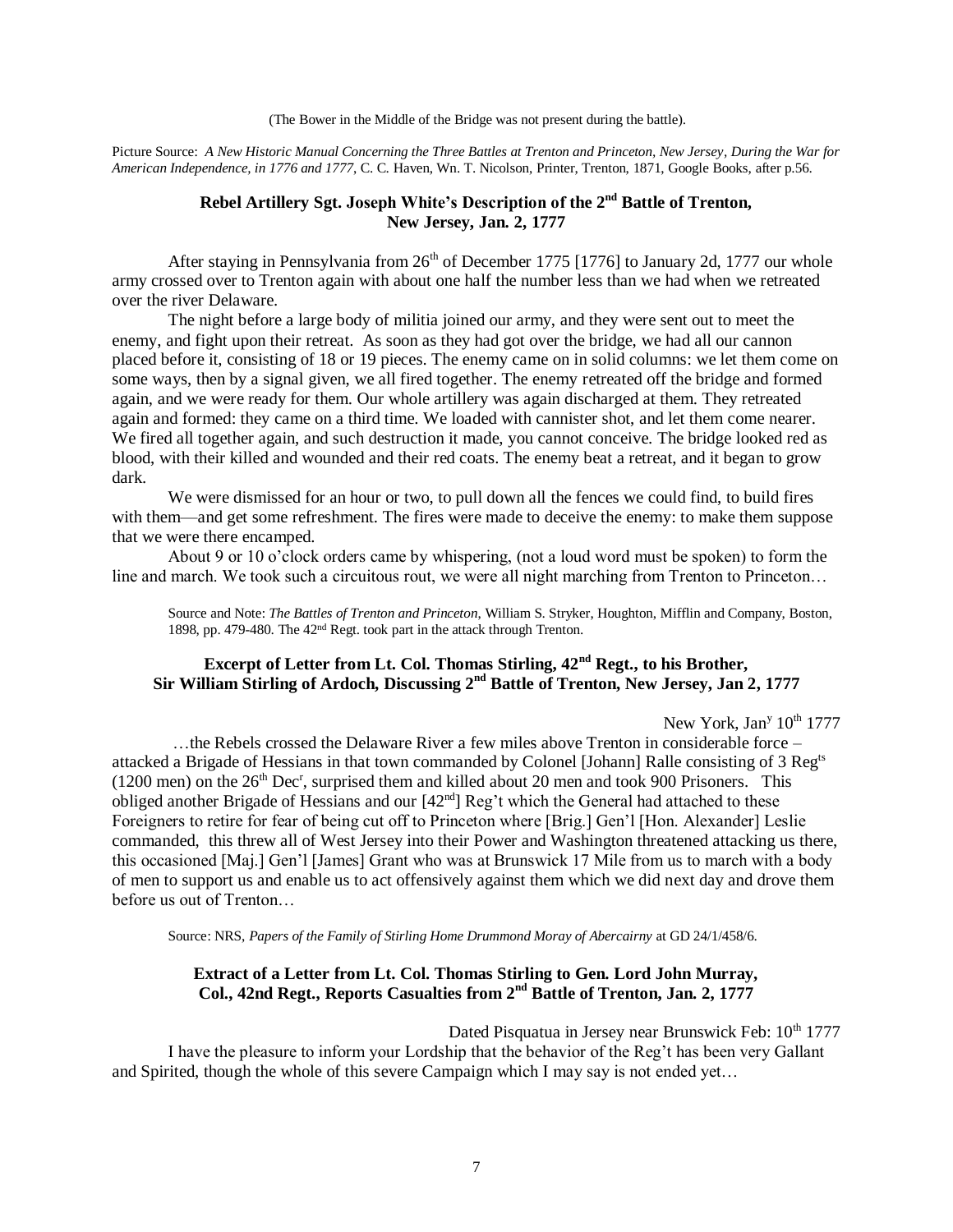(The Bower in the Middle of the Bridge was not present during the battle).

Picture Source: *A New Historic Manual Concerning the Three Battles at Trenton and Princeton, New Jersey, During the War for American Independence, in 1776 and 1777*, C. C. Haven, Wn. T. Nicolson, Printer, Trenton, 1871, Google Books, after p.56.

## Rebel Artillery Sgt. Joseph White's Description of the 2nd Battle of Trenton, New Jersey, Jan. 2, 1777

After staying in Pennsylvania from 26th of December 1775 [1776] to January 2d, 1777 our whole army crossed over to Trenton again with about one half the number less than we had when we retreated over the river Delaware.

The night before a large body of militia joined our army, and they were sent out to meet the enemy, and fight upon their retreat. As soon as they had got over the bridge, we had all our cannon placed before it, consisting of 18 or 19 pieces. The enemy came on in solid columns: we let them come on some ways, then by a signal given, we all fired together. The enemy retreated off the bridge and formed again, and we were ready for them. Our whole artillery was again discharged at them. They retreated again and formed: they came on a third time. We loaded with cannister shot, and let them come nearer. We fired all together again, and such destruction it made, you cannot conceive. The bridge looked red as blood, with their killed and wounded and their red coats. The enemy beat a retreat, and it began to grow dark.

We were dismissed for an hour or two, to pull down all the fences we could find, to build fires with them—and get some refreshment. The fires were made to deceive the enemy: to make them suppose that we were there encamped.

About 9 or 10 o'clock orders came by whispering, (not a loud word must be spoken) to form the line and march. We took such a circuitous rout, we were all night marching from Trenton to Princeton…

Source and Note: *The Battles of Trenton and Princeton*, William S. Stryker, Houghton, Mifflin and Company, Boston, 1898, pp. 479-480. The 42nd Regt. took part in the attack through Trenton.

## Excerpt of Letter from Lt. Col. Thomas Stirling, 42nd Regt., to his Brother, Sir William Stirling of Ardoch, Discussing 2nd Battle of Trenton, New Jersey, Jan 2, 1777

New York, Jany 10th 1777

…the Rebels crossed the Delaware River a few miles above Trenton in considerable force – attacked a Brigade of Hessians in that town commanded by Colonel [Johann] Ralle consisting of 3 Regts (1200 men) on the 26th Decr, surprised them and killed about 20 men and took 900 Prisoners. This obliged another Brigade of Hessians and our [42nd] Reg't which the General had attached to these Foreigners to retire for fear of being cut off to Princeton where [Brig.] Gen'l [Hon. Alexander] Leslie commanded, this threw all of West Jersey into their Power and Washington threatened attacking us there, this occasioned [Maj.] Gen'l [James] Grant who was at Brunswick 17 Mile from us to march with a body of men to support us and enable us to act offensively against them which we did next day and drove them before us out of Trenton…

Source: NRS, *Papers of the Family of Stirling Home Drummond Moray of Abercairny* at GD 24/1/458/6.

## Extract of a Letter from Lt. Col. Thomas Stirling to Gen. Lord John Murray, Col., 42nd Regt., Reports Casualties from 2nd Battle of Trenton, Jan. 2, 1777

Dated Pisquatua in Jersey near Brunswick Feb: 10th 1777

I have the pleasure to inform your Lordship that the behavior of the Reg't has been very Gallant and Spirited, though the whole of this severe Campaign which I may say is not ended yet…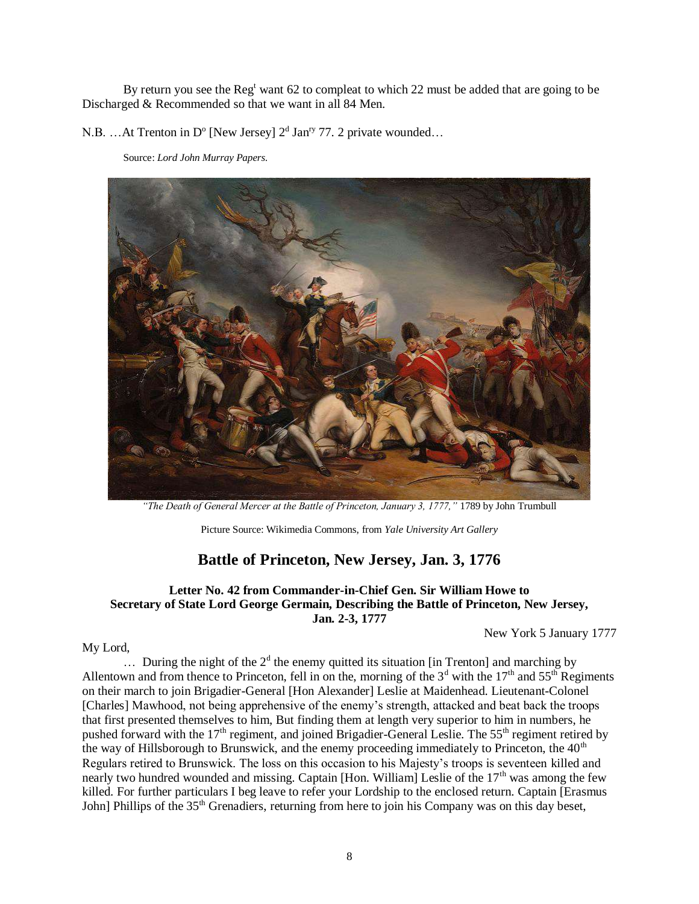By return you see the Reg[t] want 62 to compleat to which 22 must be added that are going to be Discharged & Recommended so that we want in all 84 Men.

N.B. …At Trenton in D[o] [New Jersey] 2[d] Jan[ry] 77. 2 private wounded…

Source: *Lord John Murray Papers.*

*"The Death of General Mercer at the Battle of Princeton, January 3, 1777,"* 1789 by John Trumbull

Picture Source: Wikimedia Commons, from *Yale University Art Gallery*

## Battle of Princeton, New Jersey, Jan. 3, 1776

### Letter No. 42 from Commander-in-Chief Gen. Sir William Howe to Secretary of State Lord George Germain, Describing the Battle of Princeton, New Jersey, Jan. 2-3, 1777

New York 5 January 1777

My Lord,

… During the night of the 2[d] the enemy quitted its situation [in Trenton] and marching by Allentown and from thence to Princeton, fell in on the, morning of the 3[d] with the 17[th] and 55[th] Regiments on their march to join Brigadier-General [Hon Alexander] Leslie at Maidenhead. Lieutenant-Colonel [Charles] Mawhood, not being apprehensive of the enemy's strength, attacked and beat back the troops that first presented themselves to him, But finding them at length very superior to him in numbers, he pushed forward with the 17[th] regiment, and joined Brigadier-General Leslie. The 55[th] regiment retired by the way of Hillsborough to Brunswick, and the enemy proceeding immediately to Princeton, the 40[th] Regulars retired to Brunswick. The loss on this occasion to his Majesty's troops is seventeen killed and nearly two hundred wounded and missing. Captain [Hon. William] Leslie of the 17[th] was among the few killed. For further particulars I beg leave to refer your Lordship to the enclosed return. Captain [Erasmus John] Phillips of the 35[th] Grenadiers, returning from here to join his Company was on this day beset,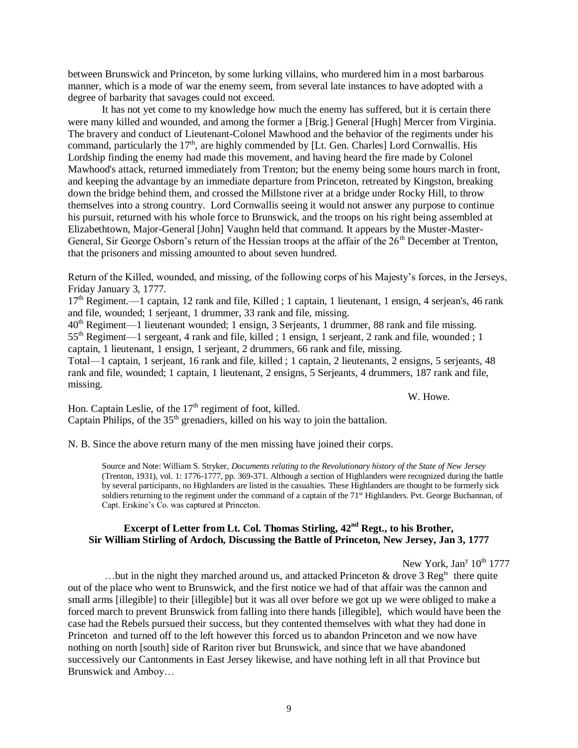between Brunswick and Princeton, by some lurking villains, who murdered him in a most barbarous manner, which is a mode of war the enemy seem, from several late instances to have adopted with a degree of barbarity that savages could not exceed.

It has not yet come to my knowledge how much the enemy has suffered, but it is certain there were many killed and wounded, and among the former a [Brig.] General [Hugh] Mercer from Virginia. The bravery and conduct of Lieutenant-Colonel Mawhood and the behavior of the regiments under his command, particularly the 17th, are highly commended by [Lt. Gen. Charles] Lord Cornwallis. His Lordship finding the enemy had made this movement, and having heard the fire made by Colonel Mawhood's attack, returned immediately from Trenton; but the enemy being some hours march in front, and keeping the advantage by an immediate departure from Princeton, retreated by Kingston, breaking down the bridge behind them, and crossed the Millstone river at a bridge under Rocky Hill, to throw themselves into a strong country. Lord Cornwallis seeing it would not answer any purpose to continue his pursuit, returned with his whole force to Brunswick, and the troops on his right being assembled at Elizabethtown, Major-General [John] Vaughn held that command. It appears by the Muster-Master-General, Sir George Osborn's return of the Hessian troops at the affair of the 26th December at Trenton, that the prisoners and missing amounted to about seven hundred.

Return of the Killed, wounded, and missing, of the following corps of his Majesty's forces, in the Jerseys, Friday January 3, 1777.

17th Regiment.—1 captain, 12 rank and file, Killed ; 1 captain, 1 lieutenant, 1 ensign, 4 serjean's, 46 rank and file, wounded; 1 serjeant, 1 drummer, 33 rank and file, missing.
40th Regiment—1 lieutenant wounded; 1 ensign, 3 Serjeants, 1 drummer, 88 rank and file missing.
55th Regiment—1 sergeant, 4 rank and file, killed ; 1 ensign, 1 serjeant, 2 rank and file, wounded ; 1 captain, 1 lieutenant, 1 ensign, 1 serjeant, 2 drummers, 66 rank and file, missing.
Total—1 captain, 1 serjeant, 16 rank and file, killed ; 1 captain, 2 lieutenants, 2 ensigns, 5 serjeants, 48 rank and file, wounded; 1 captain, 1 lieutenant, 2 ensigns, 5 Serjeants, 4 drummers, 187 rank and file, missing.

W. Howe.

Hon. Captain Leslie, of the 17th regiment of foot, killed.
Captain Philips, of the 35th grenadiers, killed on his way to join the battalion.

N. B. Since the above return many of the men missing have joined their corps.

Source and Note: William S. Stryker, *Documents relating to the Revolutionary history of the State of New Jersey* (Trenton, 1931), vol. 1: 1776-1777, pp. 369-371. Although a section of Highlanders were recognized during the battle by several participants, no Highlanders are listed in the casualties. These Highlanders are thought to be formerly sick soldiers returning to the regiment under the command of a captain of the 71st Highlanders. Pvt. George Buchannan, of Capt. Erskine's Co. was captured at Princeton.

### Excerpt of Letter from Lt. Col. Thomas Stirling, 42nd Regt., to his Brother, Sir William Stirling of Ardoch, Discussing the Battle of Princeton, New Jersey, Jan 3, 1777

New York, Jany 10th 1777

…but in the night they marched around us, and attacked Princeton & drove 3 Regts there quite out of the place who went to Brunswick, and the first notice we had of that affair was the cannon and small arms [illegible] to their [illegible] but it was all over before we got up we were obliged to make a forced march to prevent Brunswick from falling into there hands [illegible], which would have been the case had the Rebels pursued their success, but they contented themselves with what they had done in Princeton and turned off to the left however this forced us to abandon Princeton and we now have nothing on north [south] side of Rariton river but Brunswick, and since that we have abandoned successively our Cantonments in East Jersey likewise, and have nothing left in all that Province but Brunswick and Amboy…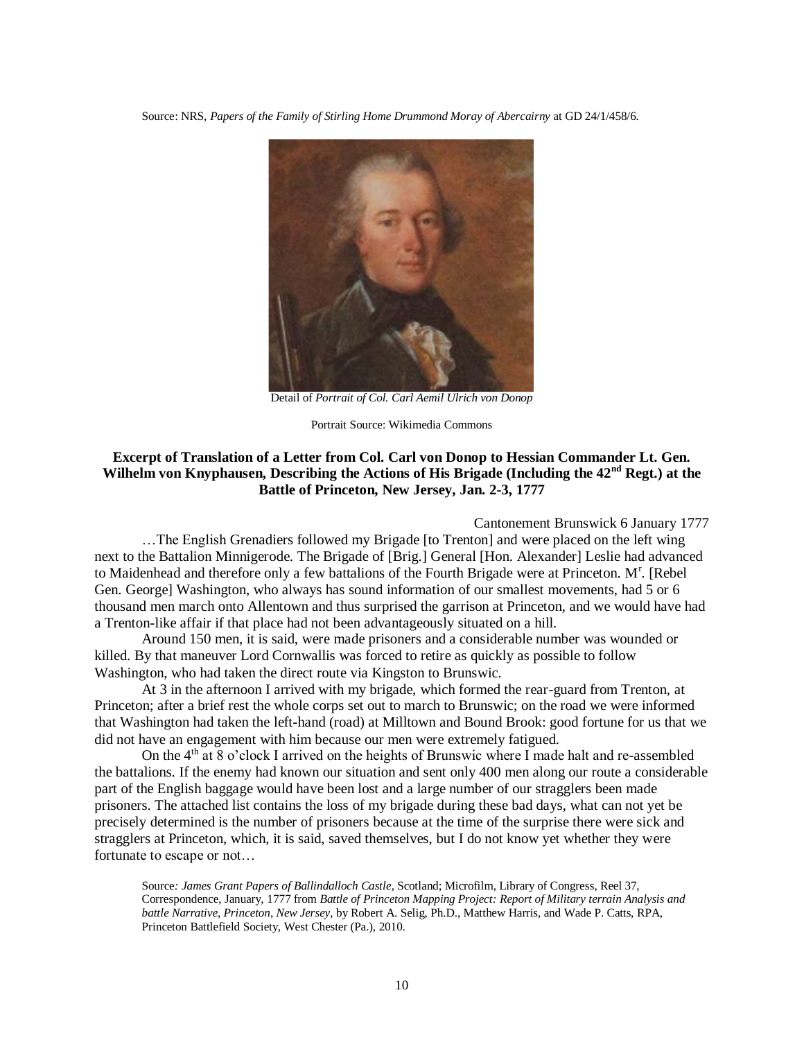Source: NRS, *Papers of the Family of Stirling Home Drummond Moray of Abercairny* at GD 24/1/458/6.

Detail of *Portrait of Col. Carl Aemil Ulrich von Donop*

Portrait Source: Wikimedia Commons

### Excerpt of Translation of a Letter from Col. Carl von Donop to Hessian Commander Lt. Gen. Wilhelm von Knyphausen, Describing the Actions of His Brigade (Including the 42nd Regt.) at the Battle of Princeton, New Jersey, Jan. 2-3, 1777

Cantonement Brunswick 6 January 1777

…The English Grenadiers followed my Brigade [to Trenton] and were placed on the left wing next to the Battalion Minnigerode. The Brigade of [Brig.] General [Hon. Alexander] Leslie had advanced to Maidenhead and therefore only a few battalions of the Fourth Brigade were at Princeton. Mr. [Rebel Gen. George] Washington, who always has sound information of our smallest movements, had 5 or 6 thousand men march onto Allentown and thus surprised the garrison at Princeton, and we would have had a Trenton-like affair if that place had not been advantageously situated on a hill.

Around 150 men, it is said, were made prisoners and a considerable number was wounded or killed. By that maneuver Lord Cornwallis was forced to retire as quickly as possible to follow Washington, who had taken the direct route via Kingston to Brunswic.

At 3 in the afternoon I arrived with my brigade, which formed the rear-guard from Trenton, at Princeton; after a brief rest the whole corps set out to march to Brunswic; on the road we were informed that Washington had taken the left-hand (road) at Milltown and Bound Brook: good fortune for us that we did not have an engagement with him because our men were extremely fatigued.

On the 4th at 8 o'clock I arrived on the heights of Brunswic where I made halt and re-assembled the battalions. If the enemy had known our situation and sent only 400 men along our route a considerable part of the English baggage would have been lost and a large number of our stragglers been made prisoners. The attached list contains the loss of my brigade during these bad days, what can not yet be precisely determined is the number of prisoners because at the time of the surprise there were sick and stragglers at Princeton, which, it is said, saved themselves, but I do not know yet whether they were fortunate to escape or not…

Source*: James Grant Papers of Ballindalloch Castle*, Scotland; Microfilm, Library of Congress, Reel 37, Correspondence, January, 1777 from *Battle of Princeton Mapping Project: Report of Military terrain Analysis and battle Narrative, Princeton, New Jersey*, by Robert A. Selig, Ph.D., Matthew Harris, and Wade P. Catts, RPA, Princeton Battlefield Society, West Chester (Pa.), 2010.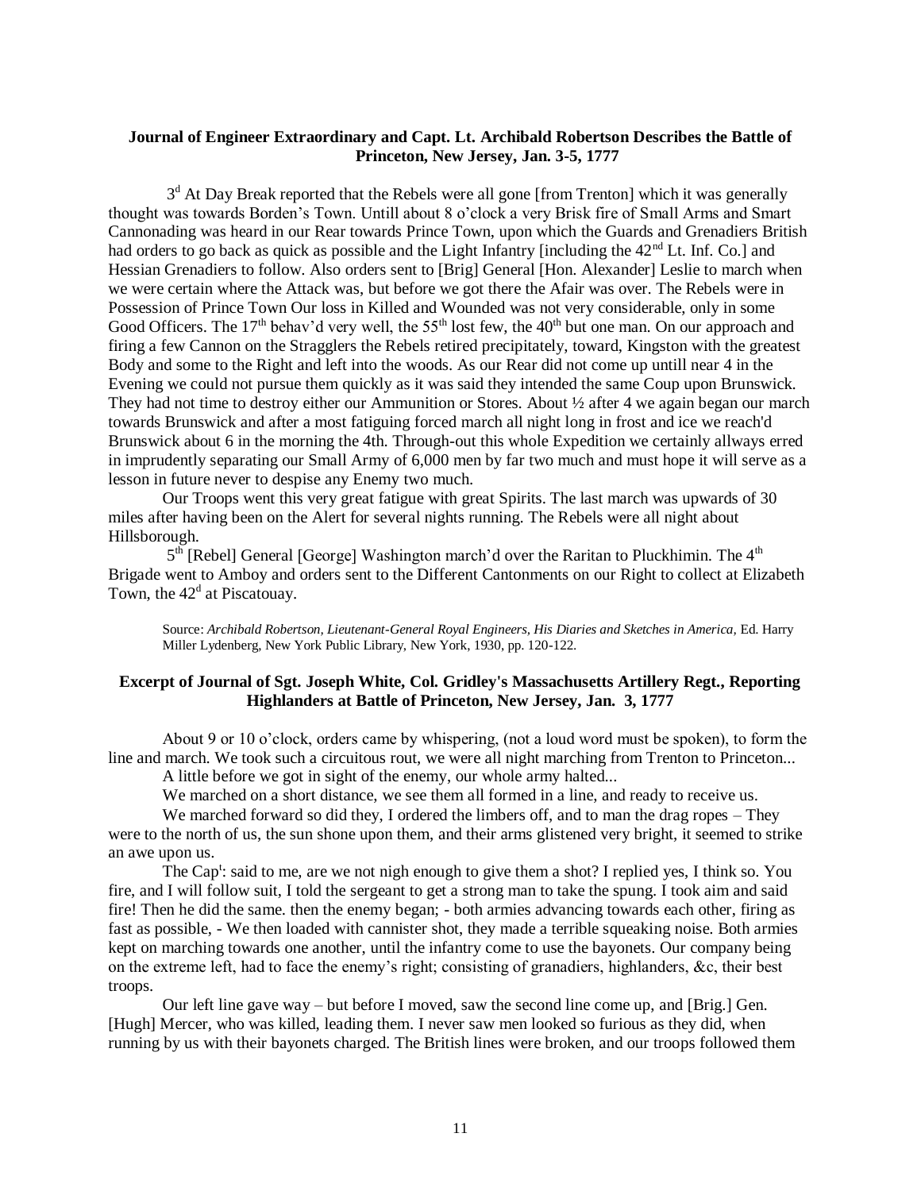**Journal of Engineer Extraordinary and Capt. Lt. Archibald Robertson Describes the Battle of Princeton, New Jersey, Jan. 3-5, 1777**

3[d] At Day Break reported that the Rebels were all gone [from Trenton] which it was generally thought was towards Borden's Town. Untill about 8 o'clock a very Brisk fire of Small Arms and Smart Cannonading was heard in our Rear towards Prince Town, upon which the Guards and Grenadiers British had orders to go back as quick as possible and the Light Infantry [including the 42[nd] Lt. Inf. Co.] and Hessian Grenadiers to follow. Also orders sent to [Brig] General [Hon. Alexander] Leslie to march when we were certain where the Attack was, but before we got there the Afair was over. The Rebels were in Possession of Prince Town Our loss in Killed and Wounded was not very considerable, only in some Good Officers. The 17[th] behav'd very well, the 55[th] lost few, the 40[th] but one man. On our approach and firing a few Cannon on the Stragglers the Rebels retired precipitately, toward, Kingston with the greatest Body and some to the Right and left into the woods. As our Rear did not come up untill near 4 in the Evening we could not pursue them quickly as it was said they intended the same Coup upon Brunswick. They had not time to destroy either our Ammunition or Stores. About ½ after 4 we again began our march towards Brunswick and after a most fatiguing forced march all night long in frost and ice we reach'd Brunswick about 6 in the morning the 4th. Through-out this whole Expedition we certainly allways erred in imprudently separating our Small Army of 6,000 men by far two much and must hope it will serve as a lesson in future never to despise any Enemy two much.

Our Troops went this very great fatigue with great Spirits. The last march was upwards of 30 miles after having been on the Alert for several nights running. The Rebels were all night about Hillsborough.

5[th] [Rebel] General [George] Washington march'd over the Raritan to Pluckhimin. The 4[th] Brigade went to Amboy and orders sent to the Different Cantonments on our Right to collect at Elizabeth Town, the 42[d] at Piscatouay.

Source: *Archibald Robertson, Lieutenant-General Royal Engineers, His Diaries and Sketches in America,* Ed. Harry Miller Lydenberg, New York Public Library, New York, 1930, pp. 120-122.

**Excerpt of Journal of Sgt. Joseph White, Col. Gridley's Massachusetts Artillery Regt., Reporting Highlanders at Battle of Princeton, New Jersey, Jan. 3, 1777**

About 9 or 10 o'clock, orders came by whispering, (not a loud word must be spoken), to form the line and march. We took such a circuitous rout, we were all night marching from Trenton to Princeton...

A little before we got in sight of the enemy, our whole army halted...

We marched on a short distance, we see them all formed in a line, and ready to receive us.

We marched forward so did they, I ordered the limbers off, and to man the drag ropes – They were to the north of us, the sun shone upon them, and their arms glistened very bright, it seemed to strike an awe upon us.

The Cap[t]: said to me, are we not nigh enough to give them a shot? I replied yes, I think so. You fire, and I will follow suit, I told the sergeant to get a strong man to take the spung. I took aim and said fire! Then he did the same. then the enemy began; - both armies advancing towards each other, firing as fast as possible, - We then loaded with cannister shot, they made a terrible squeaking noise. Both armies kept on marching towards one another, until the infantry come to use the bayonets. Our company being on the extreme left, had to face the enemy's right; consisting of granadiers, highlanders, &c, their best troops.

Our left line gave way – but before I moved, saw the second line come up, and [Brig.] Gen. [Hugh] Mercer, who was killed, leading them. I never saw men looked so furious as they did, when running by us with their bayonets charged. The British lines were broken, and our troops followed them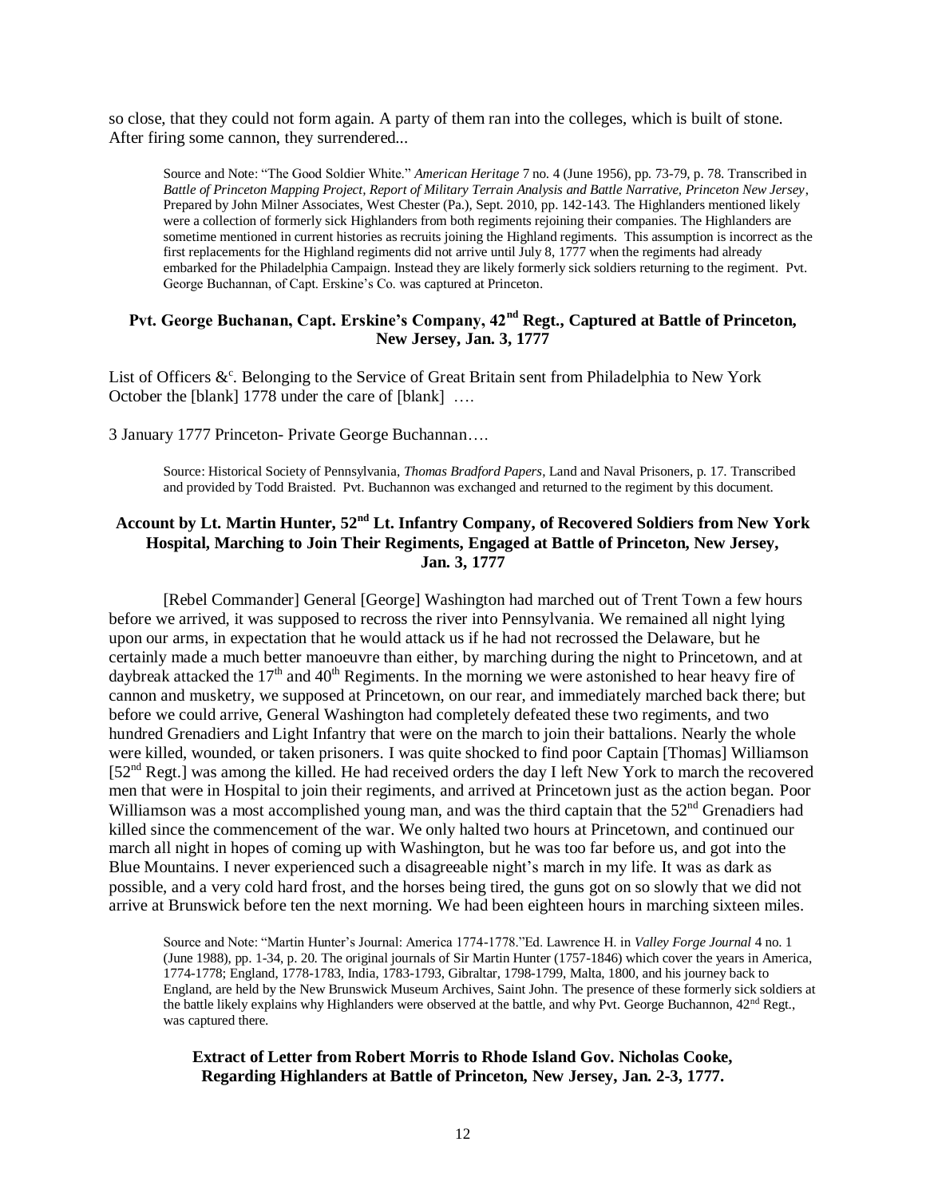so close, that they could not form again. A party of them ran into the colleges, which is built of stone. After firing some cannon, they surrendered...

> Source and Note: "The Good Soldier White." *American Heritage* 7 no. 4 (June 1956), pp. 73-79, p. 78. Transcribed in *Battle of Princeton Mapping Project, Report of Military Terrain Analysis and Battle Narrative, Princeton New Jersey*, Prepared by John Milner Associates, West Chester (Pa.), Sept. 2010, pp. 142-143. The Highlanders mentioned likely were a collection of formerly sick Highlanders from both regiments rejoining their companies. The Highlanders are sometime mentioned in current histories as recruits joining the Highland regiments. This assumption is incorrect as the first replacements for the Highland regiments did not arrive until July 8, 1777 when the regiments had already embarked for the Philadelphia Campaign. Instead they are likely formerly sick soldiers returning to the regiment. Pvt. George Buchannan, of Capt. Erskine's Co. was captured at Princeton.

### Pvt. George Buchanan, Capt. Erskine's Company, 42nd Regt., Captured at Battle of Princeton, New Jersey, Jan. 3, 1777

List of Officers &c. Belonging to the Service of Great Britain sent from Philadelphia to New York October the [blank] 1778 under the care of [blank] ….

3 January 1777 Princeton- Private George Buchannan….

> Source: Historical Society of Pennsylvania, *Thomas Bradford Papers*, Land and Naval Prisoners, p. 17. Transcribed and provided by Todd Braisted. Pvt. Buchannon was exchanged and returned to the regiment by this document.

### Account by Lt. Martin Hunter, 52nd Lt. Infantry Company, of Recovered Soldiers from New York Hospital, Marching to Join Their Regiments, Engaged at Battle of Princeton, New Jersey, Jan. 3, 1777

[Rebel Commander] General [George] Washington had marched out of Trent Town a few hours before we arrived, it was supposed to recross the river into Pennsylvania. We remained all night lying upon our arms, in expectation that he would attack us if he had not recrossed the Delaware, but he certainly made a much better manoeuvre than either, by marching during the night to Princetown, and at daybreak attacked the 17th and 40th Regiments. In the morning we were astonished to hear heavy fire of cannon and musketry, we supposed at Princetown, on our rear, and immediately marched back there; but before we could arrive, General Washington had completely defeated these two regiments, and two hundred Grenadiers and Light Infantry that were on the march to join their battalions. Nearly the whole were killed, wounded, or taken prisoners. I was quite shocked to find poor Captain [Thomas] Williamson [52nd Regt.] was among the killed. He had received orders the day I left New York to march the recovered men that were in Hospital to join their regiments, and arrived at Princetown just as the action began. Poor Williamson was a most accomplished young man, and was the third captain that the 52nd Grenadiers had killed since the commencement of the war. We only halted two hours at Princetown, and continued our march all night in hopes of coming up with Washington, but he was too far before us, and got into the Blue Mountains. I never experienced such a disagreeable night's march in my life. It was as dark as possible, and a very cold hard frost, and the horses being tired, the guns got on so slowly that we did not arrive at Brunswick before ten the next morning. We had been eighteen hours in marching sixteen miles.

> Source and Note: "Martin Hunter's Journal: America 1774-1778."Ed. Lawrence H. in *Valley Forge Journal* 4 no. 1 (June 1988), pp. 1-34, p. 20. The original journals of Sir Martin Hunter (1757-1846) which cover the years in America, 1774-1778; England, 1778-1783, India, 1783-1793, Gibraltar, 1798-1799, Malta, 1800, and his journey back to England, are held by the New Brunswick Museum Archives, Saint John. The presence of these formerly sick soldiers at the battle likely explains why Highlanders were observed at the battle, and why Pvt. George Buchannon, 42nd Regt., was captured there.

### Extract of Letter from Robert Morris to Rhode Island Gov. Nicholas Cooke, Regarding Highlanders at Battle of Princeton, New Jersey, Jan. 2-3, 1777.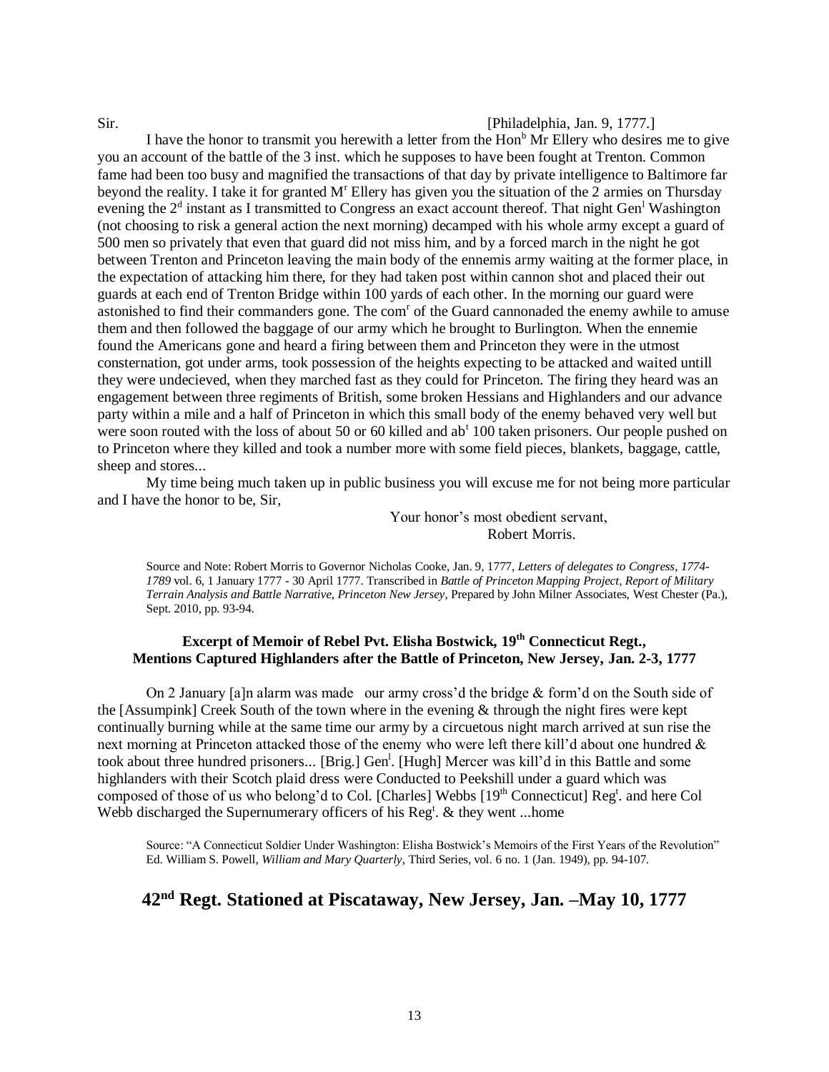Sir. [Philadelphia, Jan. 9, 1777.]

I have the honor to transmit you herewith a letter from the Hon[b] Mr Ellery who desires me to give you an account of the battle of the 3 inst. which he supposes to have been fought at Trenton. Common fame had been too busy and magnified the transactions of that day by private intelligence to Baltimore far beyond the reality. I take it for granted M[r] Ellery has given you the situation of the 2 armies on Thursday evening the 2[d] instant as I transmitted to Congress an exact account thereof. That night Gen[l] Washington (not choosing to risk a general action the next morning) decamped with his whole army except a guard of 500 men so privately that even that guard did not miss him, and by a forced march in the night he got between Trenton and Princeton leaving the main body of the ennemis army waiting at the former place, in the expectation of attacking him there, for they had taken post within cannon shot and placed their out guards at each end of Trenton Bridge within 100 yards of each other. In the morning our guard were astonished to find their commanders gone. The com[r] of the Guard cannonaded the enemy awhile to amuse them and then followed the baggage of our army which he brought to Burlington. When the ennemie found the Americans gone and heard a firing between them and Princeton they were in the utmost consternation, got under arms, took possession of the heights expecting to be attacked and waited untill they were undecieved, when they marched fast as they could for Princeton. The firing they heard was an engagement between three regiments of British, some broken Hessians and Highlanders and our advance party within a mile and a half of Princeton in which this small body of the enemy behaved very well but were soon routed with the loss of about 50 or 60 killed and ab[t] 100 taken prisoners. Our people pushed on to Princeton where they killed and took a number more with some field pieces, blankets, baggage, cattle, sheep and stores...

My time being much taken up in public business you will excuse me for not being more particular and I have the honor to be, Sir,

Your honor's most obedient servant,
Robert Morris.

Source and Note: Robert Morris to Governor Nicholas Cooke, Jan. 9, 1777, *Letters of delegates to Congress, 1774-1789* vol. 6, 1 January 1777 - 30 April 1777. Transcribed in *Battle of Princeton Mapping Project, Report of Military Terrain Analysis and Battle Narrative, Princeton New Jersey*, Prepared by John Milner Associates, West Chester (Pa.), Sept. 2010, pp. 93-94.

### Excerpt of Memoir of Rebel Pvt. Elisha Bostwick, 19th Connecticut Regt., Mentions Captured Highlanders after the Battle of Princeton, New Jersey, Jan. 2-3, 1777

On 2 January [a]n alarm was made our army cross'd the bridge & form'd on the South side of the [Assumpink] Creek South of the town where in the evening & through the night fires were kept continually burning while at the same time our army by a circuetous night march arrived at sun rise the next morning at Princeton attacked those of the enemy who were left there kill'd about one hundred & took about three hundred prisoners... [Brig.] Gen[l]. [Hugh] Mercer was kill'd in this Battle and some highlanders with their Scotch plaid dress were Conducted to Peekshill under a guard which was composed of those of us who belong'd to Col. [Charles] Webbs [19th Connecticut] Reg[t]. and here Col Webb discharged the Supernumerary officers of his Reg[t]. & they went ...home

Source: "A Connecticut Soldier Under Washington: Elisha Bostwick's Memoirs of the First Years of the Revolution" Ed. William S. Powell, *William and Mary Quarterly*, Third Series, vol. 6 no. 1 (Jan. 1949), pp. 94-107.

## 42nd Regt. Stationed at Piscataway, New Jersey, Jan. –May 10, 1777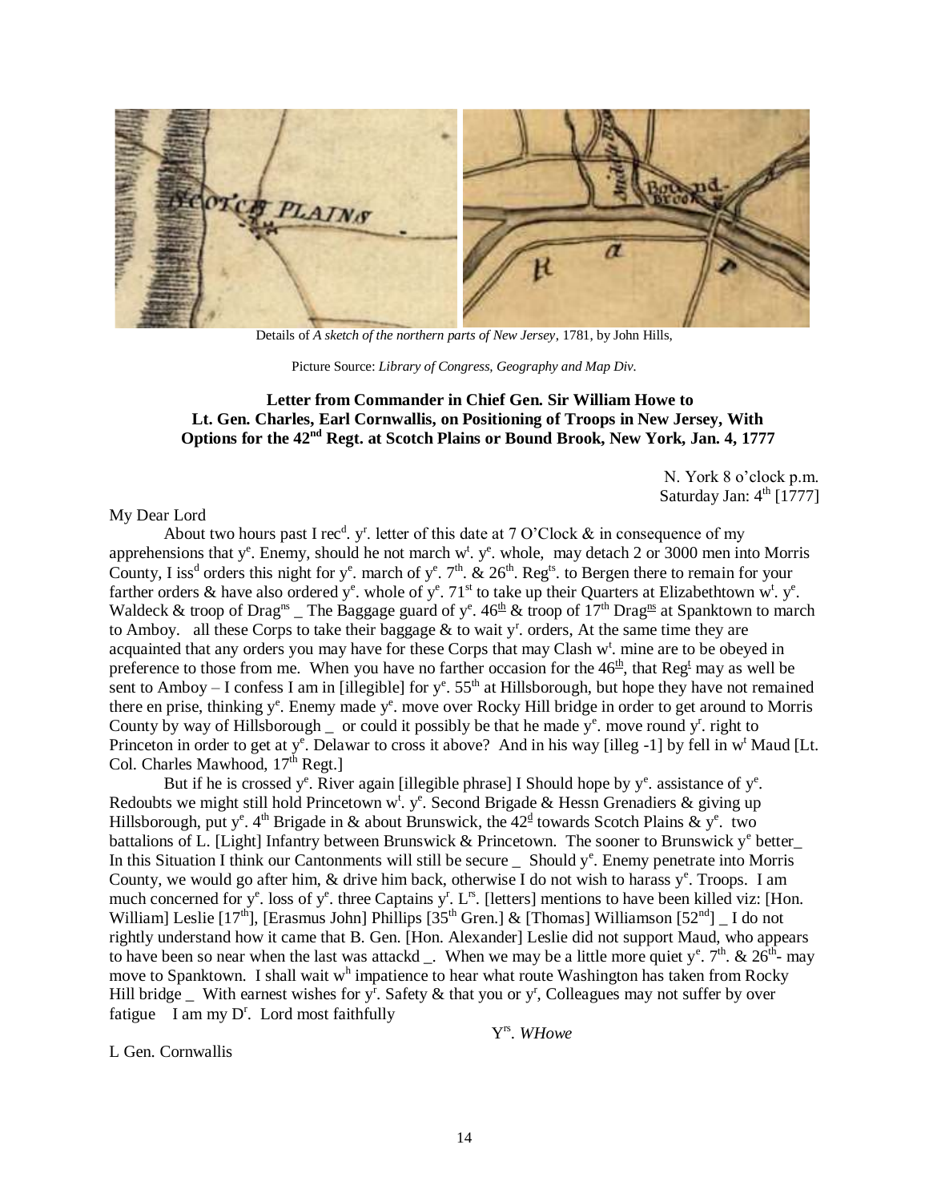Details of *A sketch of the northern parts of New Jersey*, 1781, by John Hills,

Picture Source: *Library of Congress, Geography and Map Div.*

**Letter from Commander in Chief Gen. Sir William Howe to Lt. Gen. Charles, Earl Cornwallis, on Positioning of Troops in New Jersey, With Options for the 42nd Regt. at Scotch Plains or Bound Brook, New York, Jan. 4, 1777**

N. York 8 o'clock p.m.
Saturday Jan: 4th [1777]

My Dear Lord

About two hours past I recd. yr. letter of this date at 7 O'Clock & in consequence of my apprehensions that ye. Enemy, should he not march wt. ye. whole, may detach 2 or 3000 men into Morris County, I issd orders this night for ye. march of ye. 7th. & 26th. Regts. to Bergen there to remain for your farther orders & have also ordered ye. whole of ye. 71st to take up their Quarters at Elizabethtown wt. ye. Waldeck & troop of Dragns _ The Baggage guard of ye. 46th & troop of 17th Dragns at Spanktown to march to Amboy. all these Corps to take their baggage & to wait yr. orders, At the same time they are acquainted that any orders you may have for these Corps that may Clash wt. mine are to be obeyed in preference to those from me. When you have no farther occasion for the 46th, that Regt may as well be sent to Amboy – I confess I am in [illegible] for ye. 55th at Hillsborough, but hope they have not remained there en prise, thinking ye. Enemy made ye. move over Rocky Hill bridge in order to get around to Morris County by way of Hillsborough _ or could it possibly be that he made ye. move round yr. right to Princeton in order to get at ye. Delawar to cross it above? And in his way [illeg -1] by fell in wt Maud [Lt. Col. Charles Mawhood, 17th Regt.]

But if he is crossed ye. River again [illegible phrase] I Should hope by ye. assistance of ye. Redoubts we might still hold Princetown wt. ye. Second Brigade & Hessn Grenadiers & giving up Hillsborough, put ye. 4th Brigade in & about Brunswick, the 42d towards Scotch Plains & ye. two battalions of L. [Light] Infantry between Brunswick & Princetown. The sooner to Brunswick ye better_ In this Situation I think our Cantonments will still be secure _ Should ye. Enemy penetrate into Morris County, we would go after him, & drive him back, otherwise I do not wish to harass ye. Troops. I am much concerned for ye. loss of ye. three Captains yr. Lrs. [letters] mentions to have been killed viz: [Hon. William] Leslie [17th], [Erasmus John] Phillips [35th Gren.] & [Thomas] Williamson [52nd] _ I do not rightly understand how it came that B. Gen. [Hon. Alexander] Leslie did not support Maud, who appears to have been so near when the last was attackd _. When we may be a little more quiet ye. 7th. & 26th- may move to Spanktown. I shall wait wh impatience to hear what route Washington has taken from Rocky Hill bridge _ With earnest wishes for yr. Safety & that you or yr, Colleagues may not suffer by over fatigue I am my Dr. Lord most faithfully

Yrs. *WHowe*

L Gen. Cornwallis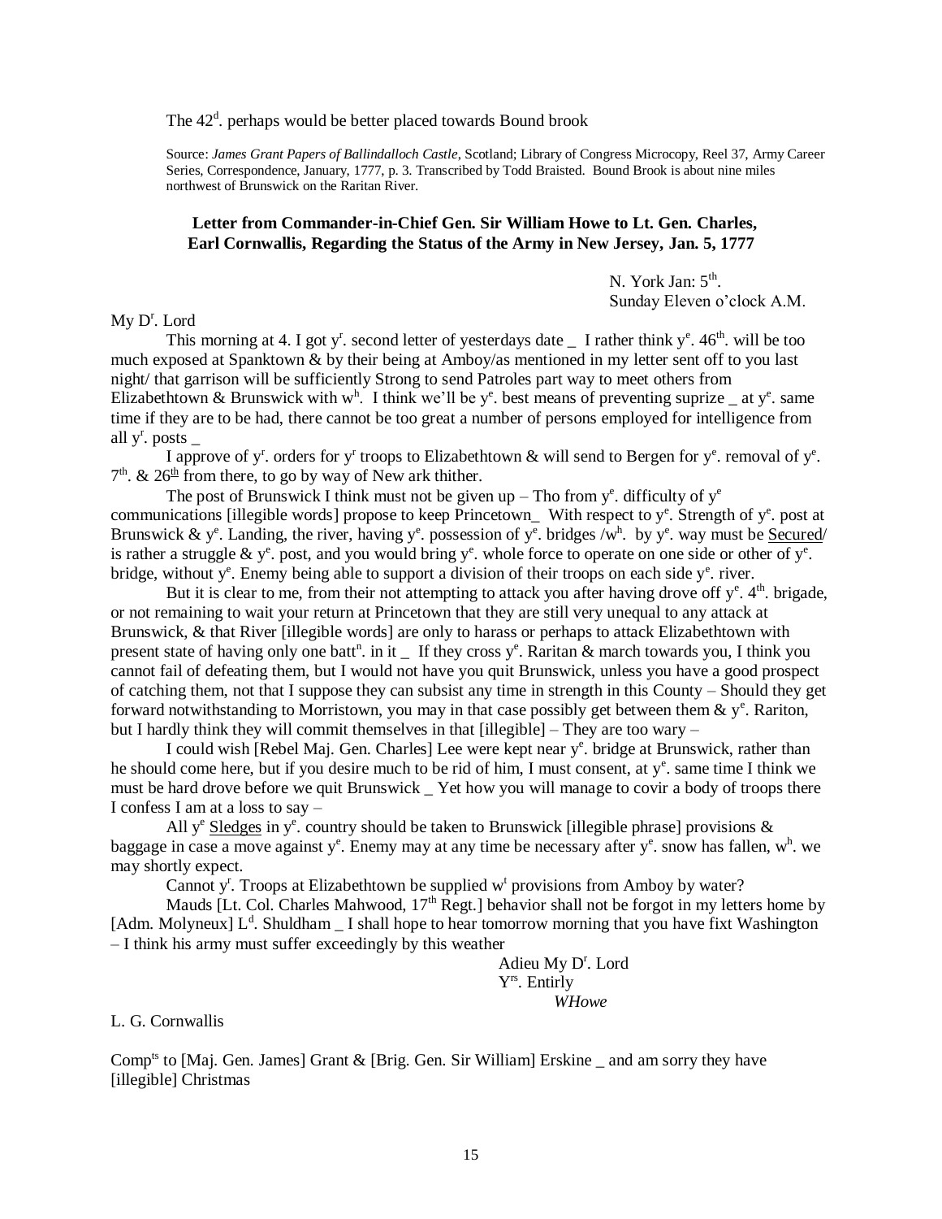The 42^d^. perhaps would be better placed towards Bound brook

Source: *James Grant Papers of Ballindalloch Castle*, Scotland; Library of Congress Microcopy, Reel 37, Army Career Series, Correspondence, January, 1777, p. 3. Transcribed by Todd Braisted. Bound Brook is about nine miles northwest of Brunswick on the Raritan River.

### Letter from Commander-in-Chief Gen. Sir William Howe to Lt. Gen. Charles, Earl Cornwallis, Regarding the Status of the Army in New Jersey, Jan. 5, 1777

N. York Jan: 5th.
Sunday Eleven o'clock A.M.

My Dr. Lord

This morning at 4. I got yr. second letter of yesterdays date _ I rather think ye. 46th. will be too much exposed at Spanktown & by their being at Amboy/as mentioned in my letter sent off to you last night/ that garrison will be sufficiently Strong to send Patroles part way to meet others from Elizabethtown & Brunswick with wh. I think we'll be ye. best means of preventing suprize _ at ye. same time if they are to be had, there cannot be too great a number of persons employed for intelligence from all yr. posts _

I approve of yr. orders for yr troops to Elizabethtown & will send to Bergen for ye. removal of ye. 7th. & 26th from there, to go by way of New ark thither.

The post of Brunswick I think must not be given up – Tho from ye. difficulty of ye communications [illegible words] propose to keep Princetown_ With respect to ye. Strength of ye. post at Brunswick & ye. Landing, the river, having ye. possession of ye. bridges /wh. by ye. way must be Secured/ is rather a struggle & ye. post, and you would bring ye. whole force to operate on one side or other of ye. bridge, without ye. Enemy being able to support a division of their troops on each side ye. river.

But it is clear to me, from their not attempting to attack you after having drove off ye. 4th. brigade, or not remaining to wait your return at Princetown that they are still very unequal to any attack at Brunswick, & that River [illegible words] are only to harass or perhaps to attack Elizabethtown with present state of having only one battn. in it _ If they cross ye. Raritan & march towards you, I think you cannot fail of defeating them, but I would not have you quit Brunswick, unless you have a good prospect of catching them, not that I suppose they can subsist any time in strength in this County – Should they get forward notwithstanding to Morristown, you may in that case possibly get between them & ye. Rariton, but I hardly think they will commit themselves in that [illegible] – They are too wary –

I could wish [Rebel Maj. Gen. Charles] Lee were kept near ye. bridge at Brunswick, rather than he should come here, but if you desire much to be rid of him, I must consent, at ye. same time I think we must be hard drove before we quit Brunswick _ Yet how you will manage to covir a body of troops there I confess I am at a loss to say –

All ye Sledges in ye. country should be taken to Brunswick [illegible phrase] provisions & baggage in case a move against ye. Enemy may at any time be necessary after ye. snow has fallen, wh. we may shortly expect.

Cannot yr. Troops at Elizabethtown be supplied wt provisions from Amboy by water?

Mauds [Lt. Col. Charles Mahwood, 17th Regt.] behavior shall not be forgot in my letters home by [Adm. Molyneux] Ld. Shuldham _ I shall hope to hear tomorrow morning that you have fixt Washington – I think his army must suffer exceedingly by this weather

Adieu My Dr. Lord
Yrs. Entirly
*WHowe*

L. G. Cornwallis

Compts to [Maj. Gen. James] Grant & [Brig. Gen. Sir William] Erskine _ and am sorry they have [illegible] Christmas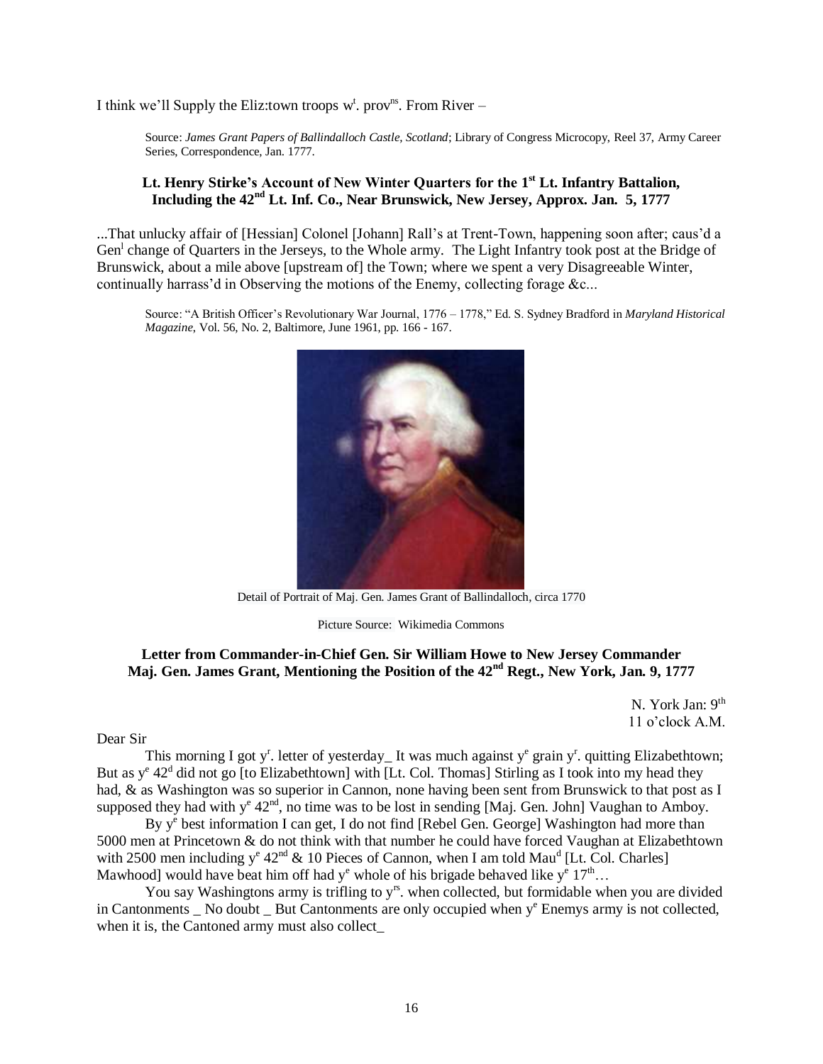I think we'll Supply the Eliz:town troops w[t]. prov[ns]. From River –

> Source: *James Grant Papers of Ballindalloch Castle, Scotland*; Library of Congress Microcopy, Reel 37, Army Career Series, Correspondence, Jan. 1777.

### Lt. Henry Stirke's Account of New Winter Quarters for the 1st Lt. Infantry Battalion, Including the 42nd Lt. Inf. Co., Near Brunswick, New Jersey, Approx. Jan. 5, 1777

...That unlucky affair of [Hessian] Colonel [Johann] Rall's at Trent-Town, happening soon after; caus'd a Gen[l] change of Quarters in the Jerseys, to the Whole army. The Light Infantry took post at the Bridge of Brunswick, about a mile above [upstream of] the Town; where we spent a very Disagreeable Winter, continually harrass'd in Observing the motions of the Enemy, collecting forage &c...

> Source: "A British Officer's Revolutionary War Journal, 1776 – 1778," Ed. S. Sydney Bradford in *Maryland Historical Magazine*, Vol. 56, No. 2, Baltimore, June 1961, pp. 166 - 167.

Detail of Portrait of Maj. Gen. James Grant of Ballindalloch, circa 1770

Picture Source: Wikimedia Commons

### Letter from Commander-in-Chief Gen. Sir William Howe to New Jersey Commander Maj. Gen. James Grant, Mentioning the Position of the 42nd Regt., New York, Jan. 9, 1777

N. York Jan: 9th
11 o'clock A.M.

Dear Sir

This morning I got y[r]. letter of yesterday_ It was much against y[e] grain y[r]. quitting Elizabethtown; But as y[e] 42[d] did not go [to Elizabethtown] with [Lt. Col. Thomas] Stirling as I took into my head they had, & as Washington was so superior in Cannon, none having been sent from Brunswick to that post as I supposed they had with y[e] 42[nd], no time was to be lost in sending [Maj. Gen. John] Vaughan to Amboy.

By y[e] best information I can get, I do not find [Rebel Gen. George] Washington had more than 5000 men at Princetown & do not think with that number he could have forced Vaughan at Elizabethtown with 2500 men including y[e] 42[nd] & 10 Pieces of Cannon, when I am told Mau[d] [Lt. Col. Charles] Mawhood] would have beat him off had y[e] whole of his brigade behaved like y[e] 17[th]…

You say Washingtons army is trifling to y[rs]. when collected, but formidable when you are divided in Cantonments _ No doubt _ But Cantonments are only occupied when y[e] Enemys army is not collected, when it is, the Cantoned army must also collect_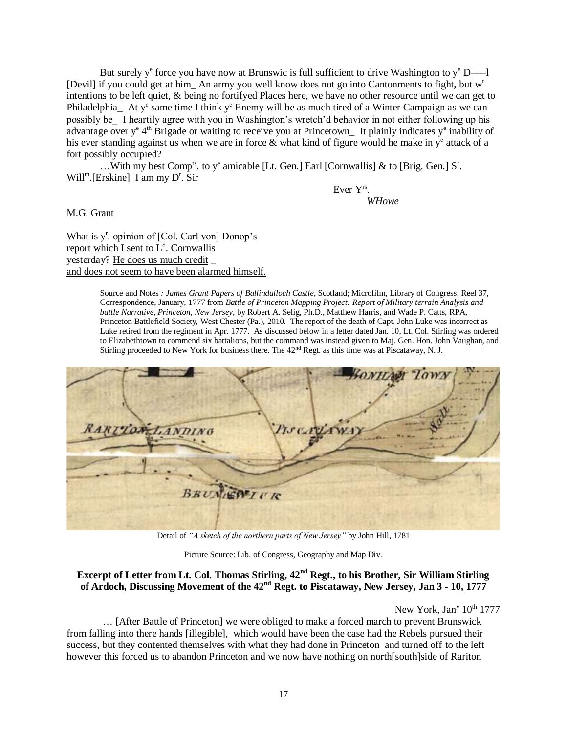But surely y^e^ force you have now at Brunswic is full sufficient to drive Washington to y^e^ D——l [Devil] if you could get at him_ An army you well know does not go into Cantonments to fight, but w^t^ intentions to be left quiet, & being no fortifyed Places here, we have no other resource until we can get to Philadelphia_ At y^e^ same time I think y^e^ Enemy will be as much tired of a Winter Campaign as we can possibly be_ I heartily agree with you in Washington's wretch'd behavior in not either following up his advantage over y^e^ 4^th^ Brigade or waiting to receive you at Princetown_ It plainly indicates y^e^ inability of his ever standing against us when we are in force & what kind of figure would he make in y^e^ attack of a fort possibly occupied?

…With my best Comp^ts^. to y^e^ amicable [Lt. Gen.] Earl [Cornwallis] & to [Brig. Gen.] S^r^. Will^m^.[Erskine] I am my D^r^. Sir

Ever Y^rs^.
*WHowe*

M.G. Grant

What is y^r^. opinion of [Col. Carl von] Donop's report which I sent to L^d^. Cornwallis yesterday? He does us much credit _ and does not seem to have been alarmed himself.

> Source and Notes *: James Grant Papers of Ballindalloch Castle*, Scotland; Microfilm, Library of Congress, Reel 37, Correspondence, January, 1777 from *Battle of Princeton Mapping Project: Report of Military terrain Analysis and battle Narrative, Princeton, New Jersey*, by Robert A. Selig, Ph.D., Matthew Harris, and Wade P. Catts, RPA, Princeton Battlefield Society, West Chester (Pa.), 2010. The report of the death of Capt. John Luke was incorrect as Luke retired from the regiment in Apr. 1777. As discussed below in a letter dated Jan. 10, Lt. Col. Stirling was ordered to Elizabethtown to commend six battalions, but the command was instead given to Maj. Gen. Hon. John Vaughan, and Stirling proceeded to New York for business there. The 42^nd^ Regt. as this time was at Piscataway, N. J.

Detail of *"A sketch of the northern parts of New Jersey"* by John Hill, 1781

Picture Source: Lib. of Congress, Geography and Map Div.

**Excerpt of Letter from Lt. Col. Thomas Stirling, 42^nd^ Regt., to his Brother, Sir William Stirling of Ardoch, Discussing Movement of the 42^nd^ Regt. to Piscataway, New Jersey, Jan 3 - 10, 1777**

New York, Jan^y^ 10^th^ 1777

… [After Battle of Princeton] we were obliged to make a forced march to prevent Brunswick from falling into there hands [illegible], which would have been the case had the Rebels pursued their success, but they contented themselves with what they had done in Princeton and turned off to the left however this forced us to abandon Princeton and we now have nothing on north[south]side of Rariton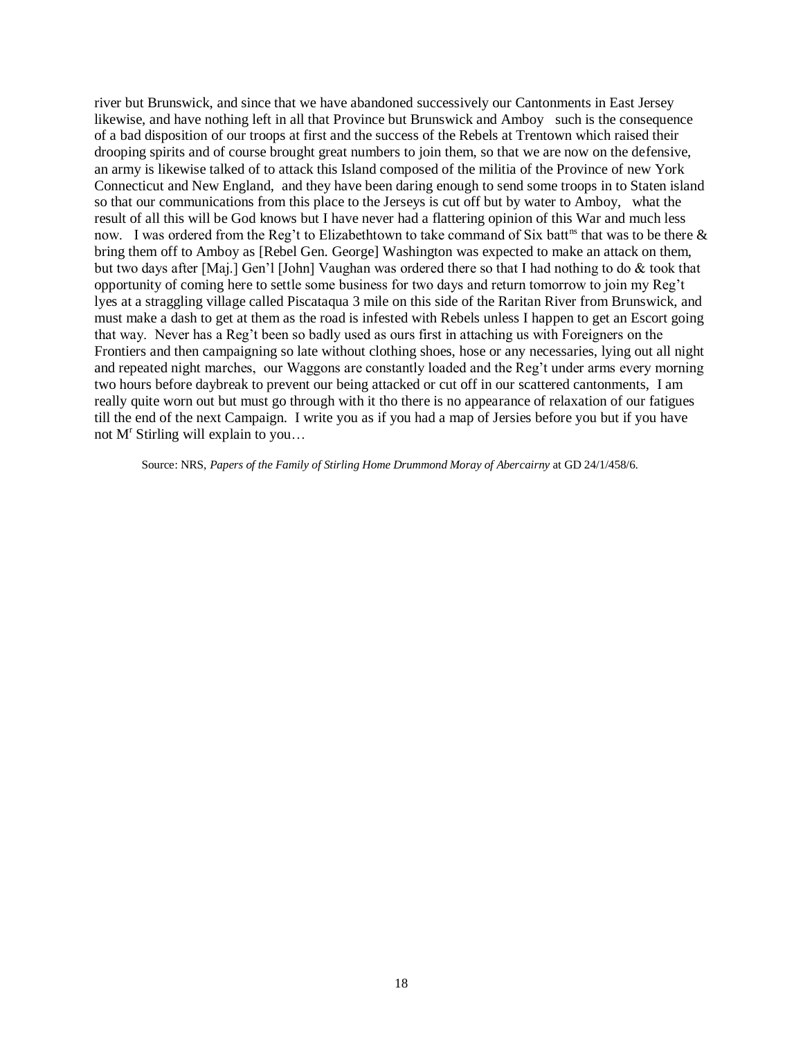river but Brunswick, and since that we have abandoned successively our Cantonments in East Jersey likewise, and have nothing left in all that Province but Brunswick and Amboy such is the consequence of a bad disposition of our troops at first and the success of the Rebels at Trentown which raised their drooping spirits and of course brought great numbers to join them, so that we are now on the defensive, an army is likewise talked of to attack this Island composed of the militia of the Province of new York Connecticut and New England, and they have been daring enough to send some troops in to Staten island so that our communications from this place to the Jerseys is cut off but by water to Amboy, what the result of all this will be God knows but I have never had a flattering opinion of this War and much less now. I was ordered from the Reg't to Elizabethtown to take command of Six batt[ns] that was to be there & bring them off to Amboy as [Rebel Gen. George] Washington was expected to make an attack on them, but two days after [Maj.] Gen'l [John] Vaughan was ordered there so that I had nothing to do & took that opportunity of coming here to settle some business for two days and return tomorrow to join my Reg't lyes at a straggling village called Piscataqua 3 mile on this side of the Raritan River from Brunswick, and must make a dash to get at them as the road is infested with Rebels unless I happen to get an Escort going that way. Never has a Reg't been so badly used as ours first in attaching us with Foreigners on the Frontiers and then campaigning so late without clothing shoes, hose or any necessaries, lying out all night and repeated night marches, our Waggons are constantly loaded and the Reg't under arms every morning two hours before daybreak to prevent our being attacked or cut off in our scattered cantonments, I am really quite worn out but must go through with it tho there is no appearance of relaxation of our fatigues till the end of the next Campaign. I write you as if you had a map of Jersies before you but if you have not M[r] Stirling will explain to you…

Source: NRS, *Papers of the Family of Stirling Home Drummond Moray of Abercairny* at GD 24/1/458/6.